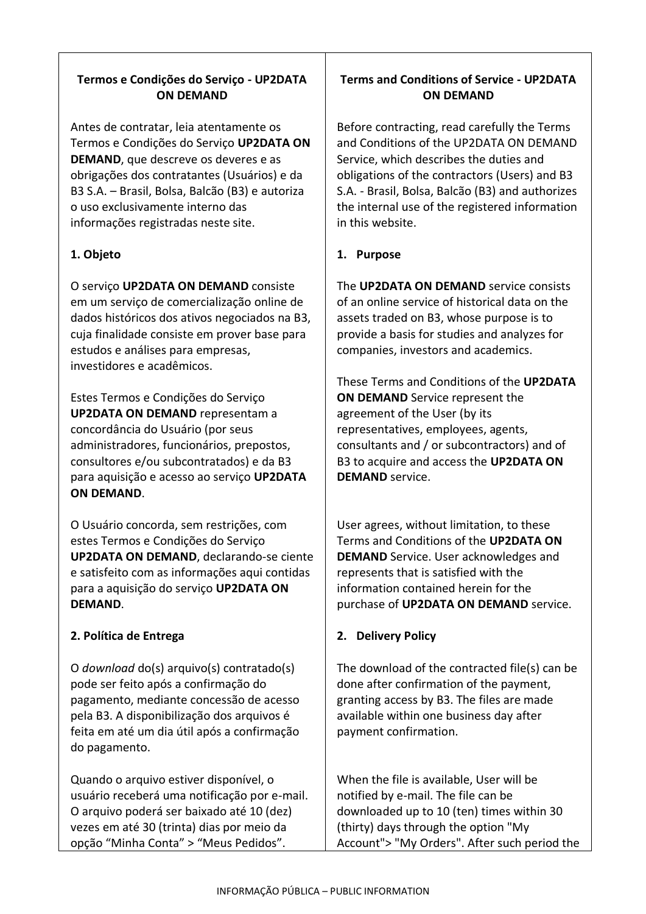**Termos e Condições do Serviço - UP2DATA ON DEMAND**

Antes de contratar, leia atentamente os Termos e Condições do Serviço **UP2DATA ON DEMAND**, que descreve os deveres e as obrigações dos contratantes (Usuários) e da B3 S.A. – Brasil, Bolsa, Balcão (B3) e autoriza o uso exclusivamente interno das informações registradas neste site.

**1. Objeto**

O serviço **UP2DATA ON DEMAND** consiste em um serviço de comercialização online de dados históricos dos ativos negociados na B3, cuja finalidade consiste em prover base para estudos e análises para empresas, investidores e acadêmicos.

Estes Termos e Condições do Serviço **UP2DATA ON DEMAND** representam a concordância do Usuário (por seus administradores, funcionários, prepostos, consultores e/ou subcontratados) e da B3 para aquisição e acesso ao serviço **UP2DATA ON DEMAND**.

O Usuário concorda, sem restrições, com estes Termos e Condições do Serviço **UP2DATA ON DEMAND**, declarando-se ciente e satisfeito com as informações aqui contidas para a aquisição do serviço **UP2DATA ON DEMAND**.

**2. Política de Entrega**

O *download* do(s) arquivo(s) contratado(s) pode ser feito após a confirmação do pagamento, mediante concessão de acesso pela B3. A disponibilização dos arquivos é feita em até um dia útil após a confirmação do pagamento.

Quando o arquivo estiver disponível, o usuário receberá uma notificação por e-mail. O arquivo poderá ser baixado até 10 (dez) vezes em até 30 (trinta) dias por meio da opção "Minha Conta" > "Meus Pedidos".

**Terms and Conditions of Service - UP2DATA ON DEMAND**

Before contracting, read carefully the Terms and Conditions of the UP2DATA ON DEMAND Service, which describes the duties and obligations of the contractors (Users) and B3 S.A. - Brasil, Bolsa, Balcão (B3) and authorizes the internal use of the registered information in this website.

**1. Purpose**

The **UP2DATA ON DEMAND** service consists of an online service of historical data on the assets traded on B3, whose purpose is to provide a basis for studies and analyzes for companies, investors and academics.

These Terms and Conditions of the **UP2DATA ON DEMAND** Service represent the agreement of the User (by its representatives, employees, agents, consultants and / or subcontractors) and of B3 to acquire and access the **UP2DATA ON DEMAND** service.

User agrees, without limitation, to these Terms and Conditions of the **UP2DATA ON DEMAND** Service. User acknowledges and represents that is satisfied with the information contained herein for the purchase of **UP2DATA ON DEMAND** service.

**2. Delivery Policy**

The download of the contracted file(s) can be done after confirmation of the payment, granting access by B3. The files are made available within one business day after payment confirmation.

When the file is available, User will be notified by e-mail. The file can be downloaded up to 10 (ten) times within 30 (thirty) days through the option "My Account"> "My Orders". After such period the

INFORMAÇÃO PÚBLICA – PUBLIC INFORMATION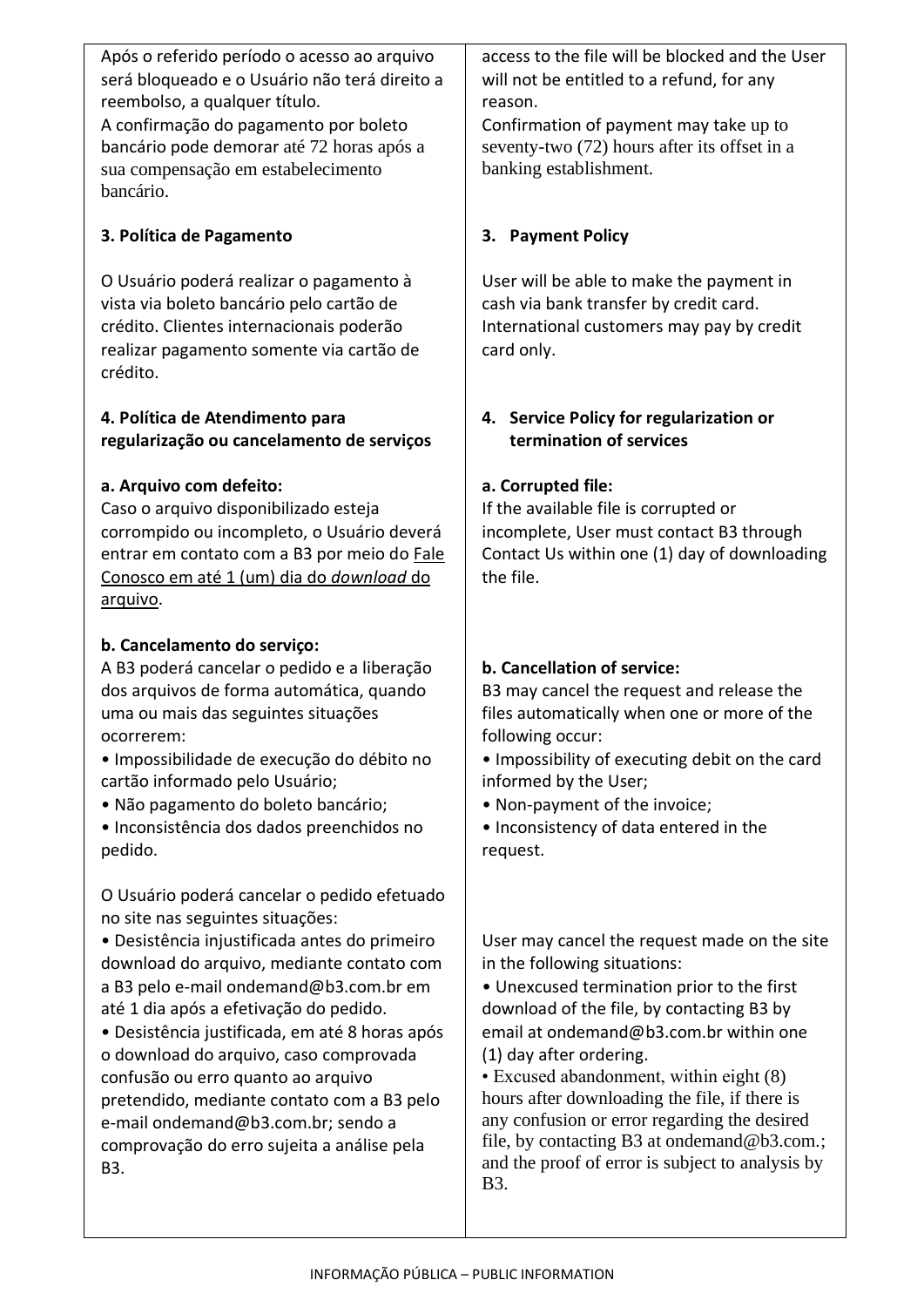| | |
|---|---|
| Após o referido período o acesso ao arquivo será bloqueado e o Usuário não terá direito a reembolso, a qualquer título.<br>A confirmação do pagamento por boleto bancário pode demorar até 72 horas após a sua compensação em estabelecimento bancário. | access to the file will be blocked and the User will not be entitled to a refund, for any reason.<br>Confirmation of payment may take up to seventy-two (72) hours after its offset in a banking establishment. |
| **3. Política de Pagamento** | **3. Payment Policy** |
| O Usuário poderá realizar o pagamento à vista via boleto bancário pelo cartão de crédito. Clientes internacionais poderão realizar pagamento somente via cartão de crédito. | User will be able to make the payment in cash via bank transfer by credit card. International customers may pay by credit card only. |
| **4. Política de Atendimento para regularização ou cancelamento de serviços** | **4. Service Policy for regularization or termination of services** |
| **a. Arquivo com defeito:**<br>Caso o arquivo disponibilizado esteja corrompido ou incompleto, o Usuário deverá entrar em contato com a B3 por meio do Fale Conosco em até 1 (um) dia do *download* do arquivo. | **a. Corrupted file:**<br>If the available file is corrupted or incomplete, User must contact B3 through Contact Us within one (1) day of downloading the file. |
| **b. Cancelamento do serviço:**<br>A B3 poderá cancelar o pedido e a liberação dos arquivos de forma automática, quando uma ou mais das seguintes situações ocorrerem:<br>• Impossibilidade de execução do débito no cartão informado pelo Usuário;<br>• Não pagamento do boleto bancário;<br>• Inconsistência dos dados preenchidos no pedido. | **b. Cancellation of service:**<br>B3 may cancel the request and release the files automatically when one or more of the following occur:<br>• Impossibility of executing debit on the card informed by the User;<br>• Non-payment of the invoice;<br>• Inconsistency of data entered in the request. |
| O Usuário poderá cancelar o pedido efetuado no site nas seguintes situações:<br>• Desistência injustificada antes do primeiro download do arquivo, mediante contato com a B3 pelo e-mail ondemand@b3.com.br em até 1 dia após a efetivação do pedido.<br>• Desistência justificada, em até 8 horas após o download do arquivo, caso comprovada confusão ou erro quanto ao arquivo pretendido, mediante contato com a B3 pelo e-mail ondemand@b3.com.br; sendo a comprovação do erro sujeita a análise pela B3. | User may cancel the request made on the site in the following situations:<br>• Unexcused termination prior to the first download of the file, by contacting B3 by email at ondemand@b3.com.br within one (1) day after ordering.<br>• Excused abandonment, within eight (8) hours after downloading the file, if there is any confusion or error regarding the desired file, by contacting B3 at ondemand@b3.com.; and the proof of error is subject to analysis by B3. |

INFORMAÇÃO PÚBLICA – PUBLIC INFORMATION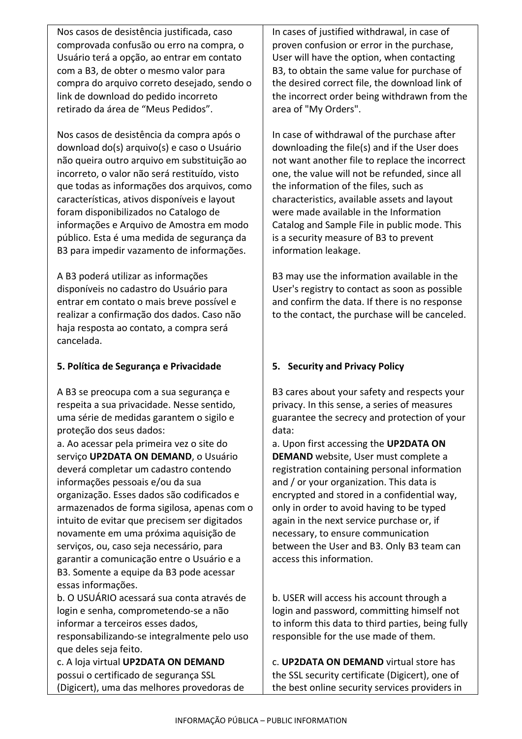| | |
|---|---|
| Nos casos de desistência justificada, caso comprovada confusão ou erro na compra, o Usuário terá a opção, ao entrar em contato com a B3, de obter o mesmo valor para compra do arquivo correto desejado, sendo o link de download do pedido incorreto retirado da área de "Meus Pedidos". | In cases of justified withdrawal, in case of proven confusion or error in the purchase, User will have the option, when contacting B3, to obtain the same value for purchase of the desired correct file, the download link of the incorrect order being withdrawn from the area of "My Orders". |
| Nos casos de desistência da compra após o download do(s) arquivo(s) e caso o Usuário não queira outro arquivo em substituição ao incorreto, o valor não será restituído, visto que todas as informações dos arquivos, como características, ativos disponíveis e layout foram disponibilizados no Catalogo de informações e Arquivo de Amostra em modo público. Esta é uma medida de segurança da B3 para impedir vazamento de informações. | In case of withdrawal of the purchase after downloading the file(s) and if the User does not want another file to replace the incorrect one, the value will not be refunded, since all the information of the files, such as characteristics, available assets and layout were made available in the Information Catalog and Sample File in public mode. This is a security measure of B3 to prevent information leakage. |
| A B3 poderá utilizar as informações disponíveis no cadastro do Usuário para entrar em contato o mais breve possível e realizar a confirmação dos dados. Caso não haja resposta ao contato, a compra será cancelada. | B3 may use the information available in the User's registry to contact as soon as possible and confirm the data. If there is no response to the contact, the purchase will be canceled. |
| **5. Política de Segurança e Privacidade** | **5. Security and Privacy Policy** |
| A B3 se preocupa com a sua segurança e respeita a sua privacidade. Nesse sentido, uma série de medidas garantem o sigilo e proteção dos seus dados: | B3 cares about your safety and respects your privacy. In this sense, a series of measures guarantee the secrecy and protection of your data: |
| a. Ao acessar pela primeira vez o site do serviço **UP2DATA ON DEMAND**, o Usuário deverá completar um cadastro contendo informações pessoais e/ou da sua organização. Esses dados são codificados e armazenados de forma sigilosa, apenas com o intuito de evitar que precisem ser digitados novamente em uma próxima aquisição de serviços, ou, caso seja necessário, para garantir a comunicação entre o Usuário e a B3. Somente a equipe da B3 pode acessar essas informações. | a. Upon first accessing the **UP2DATA ON DEMAND** website, User must complete a registration containing personal information and / or your organization. This data is encrypted and stored in a confidential way, only in order to avoid having to be typed again in the next service purchase or, if necessary, to ensure communication between the User and B3. Only B3 team can access this information. |
| b. O USUÁRIO acessará sua conta através de login e senha, comprometendo-se a não informar a terceiros esses dados, responsabilizando-se integralmente pelo uso que deles seja feito. | b. USER will access his account through a login and password, committing himself not to inform this data to third parties, being fully responsible for the use made of them. |
| c. A loja virtual **UP2DATA ON DEMAND** possui o certificado de segurança SSL (Digicert), uma das melhores provedoras de | c. **UP2DATA ON DEMAND** virtual store has the SSL security certificate (Digicert), one of the best online security services providers in |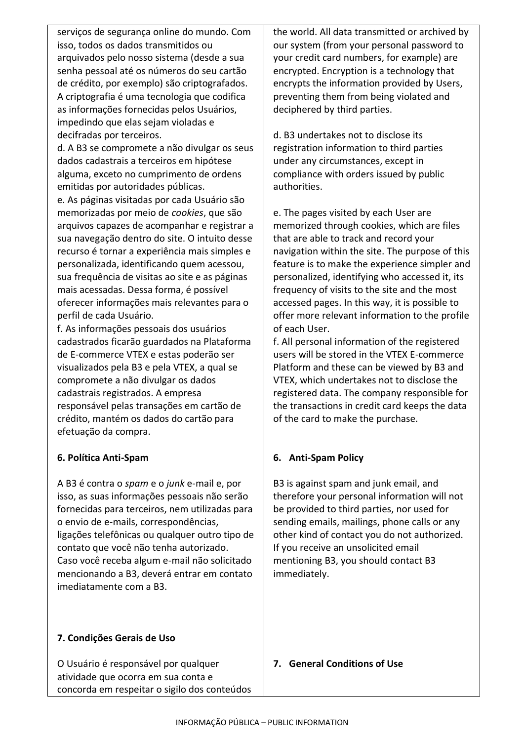serviços de segurança online do mundo. Com isso, todos os dados transmitidos ou arquivados pelo nosso sistema (desde a sua senha pessoal até os números do seu cartão de crédito, por exemplo) são criptografados. A criptografia é uma tecnologia que codifica as informações fornecidas pelos Usuários, impedindo que elas sejam violadas e decifradas por terceiros.

d. A B3 se compromete a não divulgar os seus dados cadastrais a terceiros em hipótese alguma, exceto no cumprimento de ordens emitidas por autoridades públicas.

e. As páginas visitadas por cada Usuário são memorizadas por meio de *cookies*, que são arquivos capazes de acompanhar e registrar a sua navegação dentro do site. O intuito desse recurso é tornar a experiência mais simples e personalizada, identificando quem acessou, sua frequência de visitas ao site e as páginas mais acessadas. Dessa forma, é possível oferecer informações mais relevantes para o perfil de cada Usuário.

f. As informações pessoais dos usuários cadastrados ficarão guardados na Plataforma de E-commerce VTEX e estas poderão ser visualizados pela B3 e pela VTEX, a qual se compromete a não divulgar os dados cadastrais registrados. A empresa responsável pelas transações em cartão de crédito, mantém os dados do cartão para efetuação da compra.

**6. Política Anti-Spam**

A B3 é contra o *spam* e o *junk* e-mail e, por isso, as suas informações pessoais não serão fornecidas para terceiros, nem utilizadas para o envio de e-mails, correspondências, ligações telefônicas ou qualquer outro tipo de contato que você não tenha autorizado. Caso você receba algum e-mail não solicitado mencionando a B3, deverá entrar em contato imediatamente com a B3.

**7. Condições Gerais de Uso**

O Usuário é responsável por qualquer atividade que ocorra em sua conta e concorda em respeitar o sigilo dos conteúdos

the world. All data transmitted or archived by our system (from your personal password to your credit card numbers, for example) are encrypted. Encryption is a technology that encrypts the information provided by Users, preventing them from being violated and deciphered by third parties.

d. B3 undertakes not to disclose its registration information to third parties under any circumstances, except in compliance with orders issued by public authorities.

e. The pages visited by each User are memorized through cookies, which are files that are able to track and record your navigation within the site. The purpose of this feature is to make the experience simpler and personalized, identifying who accessed it, its frequency of visits to the site and the most accessed pages. In this way, it is possible to offer more relevant information to the profile of each User.

f. All personal information of the registered users will be stored in the VTEX E-commerce Platform and these can be viewed by B3 and VTEX, which undertakes not to disclose the registered data. The company responsible for the transactions in credit card keeps the data of the card to make the purchase.

**6. Anti-Spam Policy**

B3 is against spam and junk email, and therefore your personal information will not be provided to third parties, nor used for sending emails, mailings, phone calls or any other kind of contact you do not authorized. If you receive an unsolicited email mentioning B3, you should contact B3 immediately.

**7. General Conditions of Use**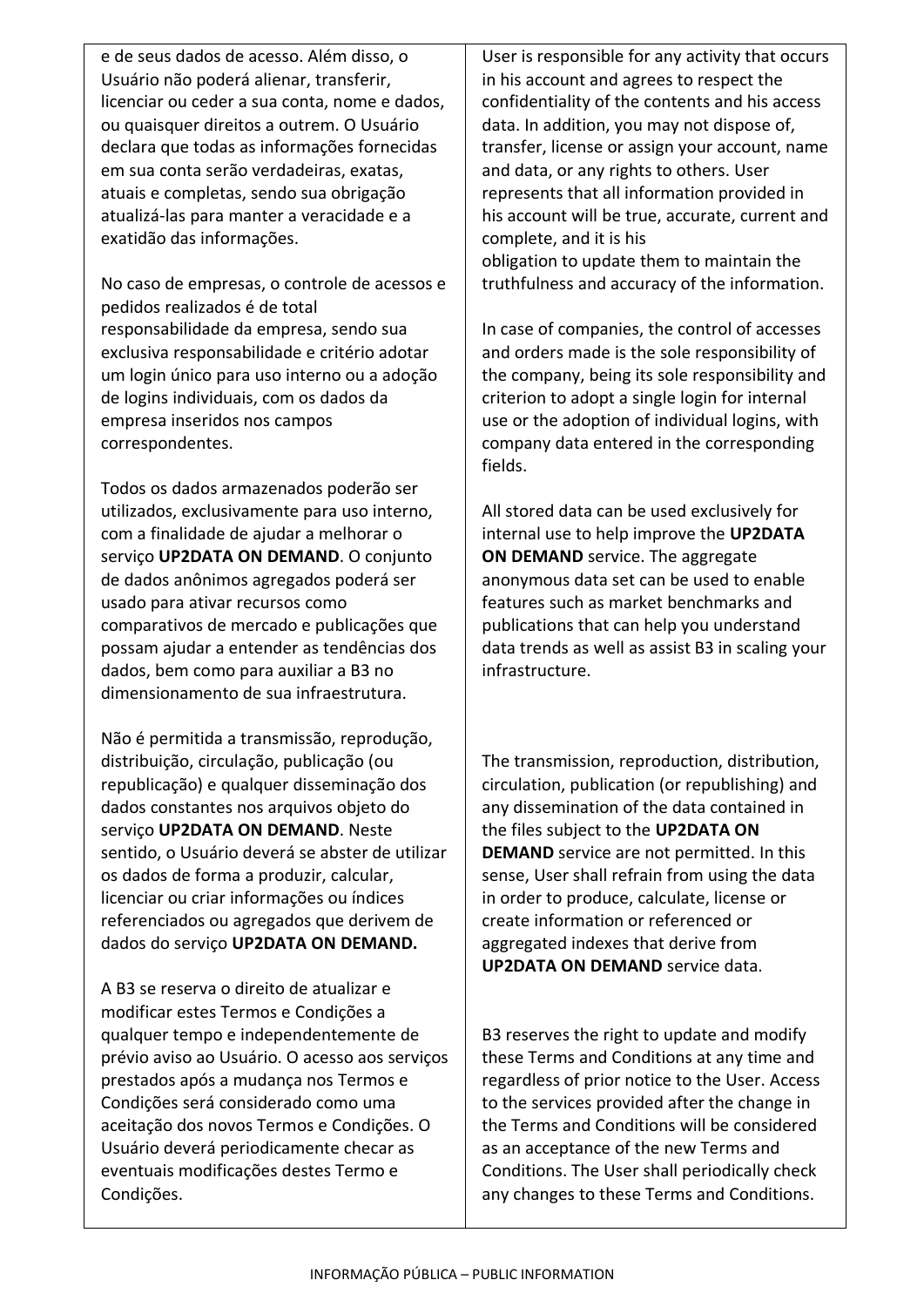| | |
|---|---|
| e de seus dados de acesso. Além disso, o Usuário não poderá alienar, transferir, licenciar ou ceder a sua conta, nome e dados, ou quaisquer direitos a outrem. O Usuário declara que todas as informações fornecidas em sua conta serão verdadeiras, exatas, atuais e completas, sendo sua obrigação atualizá-las para manter a veracidade e a exatidão das informações. | User is responsible for any activity that occurs in his account and agrees to respect the confidentiality of the contents and his access data. In addition, you may not dispose of, transfer, license or assign your account, name and data, or any rights to others. User represents that all information provided in his account will be true, accurate, current and complete, and it is his obligation to update them to maintain the truthfulness and accuracy of the information. |
| No caso de empresas, o controle de acessos e pedidos realizados é de total responsabilidade da empresa, sendo sua exclusiva responsabilidade e critério adotar um login único para uso interno ou a adoção de logins individuais, com os dados da empresa inseridos nos campos correspondentes. | In case of companies, the control of accesses and orders made is the sole responsibility of the company, being its sole responsibility and criterion to adopt a single login for internal use or the adoption of individual logins, with company data entered in the corresponding fields. |
| Todos os dados armazenados poderão ser utilizados, exclusivamente para uso interno, com a finalidade de ajudar a melhorar o serviço **UP2DATA ON DEMAND**. O conjunto de dados anônimos agregados poderá ser usado para ativar recursos como comparativos de mercado e publicações que possam ajudar a entender as tendências dos dados, bem como para auxiliar a B3 no dimensionamento de sua infraestrutura. | All stored data can be used exclusively for internal use to help improve the **UP2DATA ON DEMAND** service. The aggregate anonymous data set can be used to enable features such as market benchmarks and publications that can help you understand data trends as well as assist B3 in scaling your infrastructure. |
| Não é permitida a transmissão, reprodução, distribuição, circulação, publicação (ou republicação) e qualquer disseminação dos dados constantes nos arquivos objeto do serviço **UP2DATA ON DEMAND**. Neste sentido, o Usuário deverá se abster de utilizar os dados de forma a produzir, calcular, licenciar ou criar informações ou índices referenciados ou agregados que derivem de dados do serviço **UP2DATA ON DEMAND.** | The transmission, reproduction, distribution, circulation, publication (or republishing) and any dissemination of the data contained in the files subject to the **UP2DATA ON DEMAND** service are not permitted. In this sense, User shall refrain from using the data in order to produce, calculate, license or create information or referenced or aggregated indexes that derive from **UP2DATA ON DEMAND** service data. |
| A B3 se reserva o direito de atualizar e modificar estes Termos e Condições a qualquer tempo e independentemente de prévio aviso ao Usuário. O acesso aos serviços prestados após a mudança nos Termos e Condições será considerado como uma aceitação dos novos Termos e Condições. O Usuário deverá periodicamente checar as eventuais modificações destes Termo e Condições. | B3 reserves the right to update and modify these Terms and Conditions at any time and regardless of prior notice to the User. Access to the services provided after the change in the Terms and Conditions will be considered as an acceptance of the new Terms and Conditions. The User shall periodically check any changes to these Terms and Conditions. |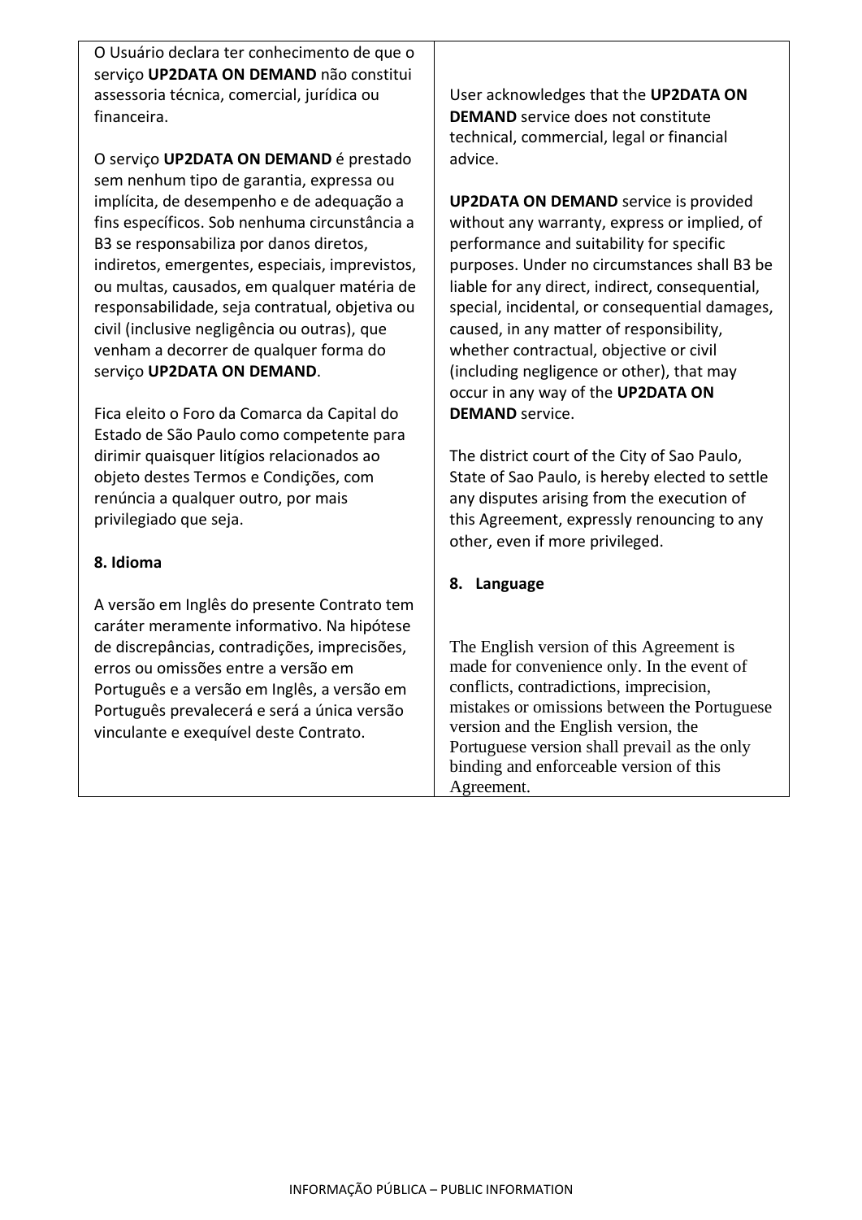| | |
|---|---|
| O Usuário declara ter conhecimento de que o serviço **UP2DATA ON DEMAND** não constitui assessoria técnica, comercial, jurídica ou financeira. | User acknowledges that the **UP2DATA ON DEMAND** service does not constitute technical, commercial, legal or financial advice. |
| O serviço **UP2DATA ON DEMAND** é prestado sem nenhum tipo de garantia, expressa ou implícita, de desempenho e de adequação a fins específicos. Sob nenhuma circunstância a B3 se responsabiliza por danos diretos, indiretos, emergentes, especiais, imprevistos, ou multas, causados, em qualquer matéria de responsabilidade, seja contratual, objetiva ou civil (inclusive negligência ou outras), que venham a decorrer de qualquer forma do serviço **UP2DATA ON DEMAND**. | **UP2DATA ON DEMAND** service is provided without any warranty, express or implied, of performance and suitability for specific purposes. Under no circumstances shall B3 be liable for any direct, indirect, consequential, special, incidental, or consequential damages, caused, in any matter of responsibility, whether contractual, objective or civil (including negligence or other), that may occur in any way of the **UP2DATA ON DEMAND** service. |
| Fica eleito o Foro da Comarca da Capital do Estado de São Paulo como competente para dirimir quaisquer litígios relacionados ao objeto destes Termos e Condições, com renúncia a qualquer outro, por mais privilegiado que seja. | The district court of the City of Sao Paulo, State of Sao Paulo, is hereby elected to settle any disputes arising from the execution of this Agreement, expressly renouncing to any other, even if more privileged. |
| **8. Idioma** | **8. Language** |
| A versão em Inglês do presente Contrato tem caráter meramente informativo. Na hipótese de discrepâncias, contradições, imprecisões, erros ou omissões entre a versão em Português e a versão em Inglês, a versão em Português prevalecerá e será a única versão vinculante e exequível deste Contrato. | The English version of this Agreement is made for convenience only. In the event of conflicts, contradictions, imprecision, mistakes or omissions between the Portuguese version and the English version, the Portuguese version shall prevail as the only binding and enforceable version of this Agreement. |